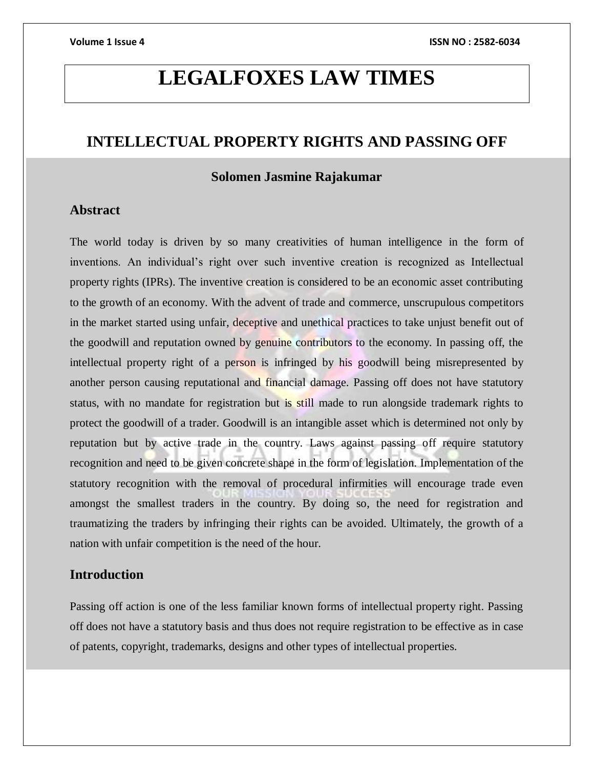# LEGALFOXES LAW TIMES

## INTELLECTUAL PROPERTY RIGHTS AND PASSING OFF

**Solomen Jasmine Rajakumar**

### Abstract

The world today is driven by so many creativities of human intelligence in the form of inventions. An individual's right over such inventive creation is recognized as Intellectual property rights (IPRs). The inventive creation is considered to be an economic asset contributing to the growth of an economy. With the advent of trade and commerce, unscrupulous competitors in the market started using unfair, deceptive and unethical practices to take unjust benefit out of the goodwill and reputation owned by genuine contributors to the economy. In passing off, the intellectual property right of a person is infringed by his goodwill being misrepresented by another person causing reputational and financial damage. Passing off does not have statutory status, with no mandate for registration but is still made to run alongside trademark rights to protect the goodwill of a trader. Goodwill is an intangible asset which is determined not only by reputation but by active trade in the country. Laws against passing off require statutory recognition and need to be given concrete shape in the form of legislation. Implementation of the statutory recognition with the removal of procedural infirmities will encourage trade even amongst the smallest traders in the country. By doing so, the need for registration and traumatizing the traders by infringing their rights can be avoided. Ultimately, the growth of a nation with unfair competition is the need of the hour.

### Introduction

Passing off action is one of the less familiar known forms of intellectual property right. Passing off does not have a statutory basis and thus does not require registration to be effective as in case of patents, copyright, trademarks, designs and other types of intellectual properties.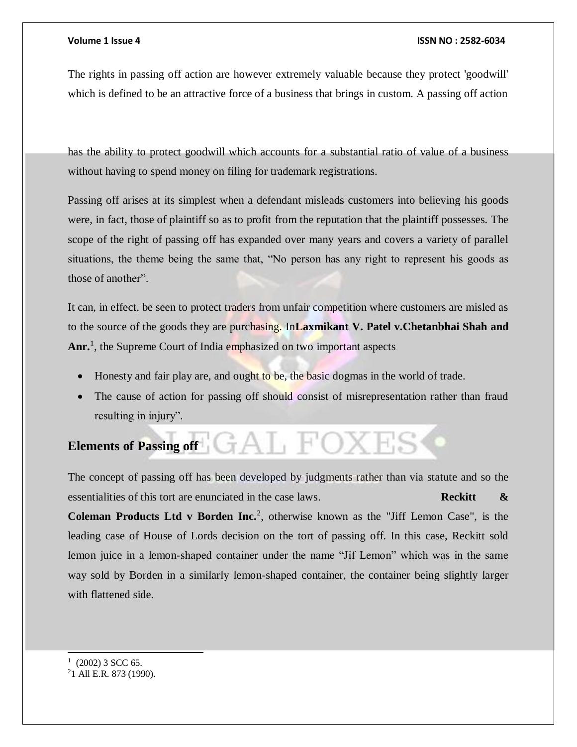The rights in passing off action are however extremely valuable because they protect 'goodwill' which is defined to be an attractive force of a business that brings in custom. A passing off action has the ability to protect goodwill which accounts for a substantial ratio of value of a business without having to spend money on filing for trademark registrations.

Passing off arises at its simplest when a defendant misleads customers into believing his goods were, in fact, those of plaintiff so as to profit from the reputation that the plaintiff possesses. The scope of the right of passing off has expanded over many years and covers a variety of parallel situations, the theme being the same that, "No person has any right to represent his goods as those of another".

It can, in effect, be seen to protect traders from unfair competition where customers are misled as to the source of the goods they are purchasing. In**Laxmikant V. Patel v.Chetanbhai Shah and Anr.**[1], the Supreme Court of India emphasized on two important aspects

- Honesty and fair play are, and ought to be, the basic dogmas in the world of trade.
- The cause of action for passing off should consist of misrepresentation rather than fraud resulting in injury".

## Elements of Passing off

The concept of passing off has been developed by judgments rather than via statute and so the essentialities of this tort are enunciated in the case laws. **Reckitt & Coleman Products Ltd v Borden Inc.**[2], otherwise known as the "Jiff Lemon Case", is the leading case of House of Lords decision on the tort of passing off. In this case, Reckitt sold lemon juice in a lemon-shaped container under the name "Jif Lemon" which was in the same way sold by Borden in a similarly lemon-shaped container, the container being slightly larger with flattened side.

---

[1] (2002) 3 SCC 65.

[2] 1 All E.R. 873 (1990).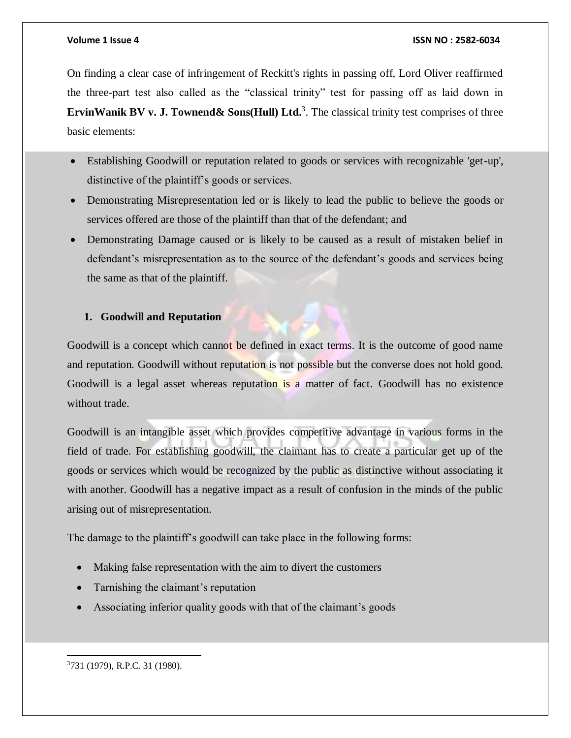On finding a clear case of infringement of Reckitt's rights in passing off, Lord Oliver reaffirmed the three-part test also called as the "classical trinity" test for passing off as laid down in **ErvinWanik BV v. J. Townend& Sons(Hull) Ltd.**[3]. The classical trinity test comprises of three basic elements:

- Establishing Goodwill or reputation related to goods or services with recognizable 'get-up', distinctive of the plaintiff's goods or services.
- Demonstrating Misrepresentation led or is likely to lead the public to believe the goods or services offered are those of the plaintiff than that of the defendant; and
- Demonstrating Damage caused or is likely to be caused as a result of mistaken belief in defendant's misrepresentation as to the source of the defendant's goods and services being the same as that of the plaintiff.

### 1. Goodwill and Reputation

Goodwill is a concept which cannot be defined in exact terms. It is the outcome of good name and reputation. Goodwill without reputation is not possible but the converse does not hold good. Goodwill is a legal asset whereas reputation is a matter of fact. Goodwill has no existence without trade.

Goodwill is an intangible asset which provides competitive advantage in various forms in the field of trade. For establishing goodwill, the claimant has to create a particular get up of the goods or services which would be recognized by the public as distinctive without associating it with another. Goodwill has a negative impact as a result of confusion in the minds of the public arising out of misrepresentation.

The damage to the plaintiff's goodwill can take place in the following forms:

- Making false representation with the aim to divert the customers
- Tarnishing the claimant's reputation
- Associating inferior quality goods with that of the claimant's goods

---

[3] 731 (1979), R.P.C. 31 (1980).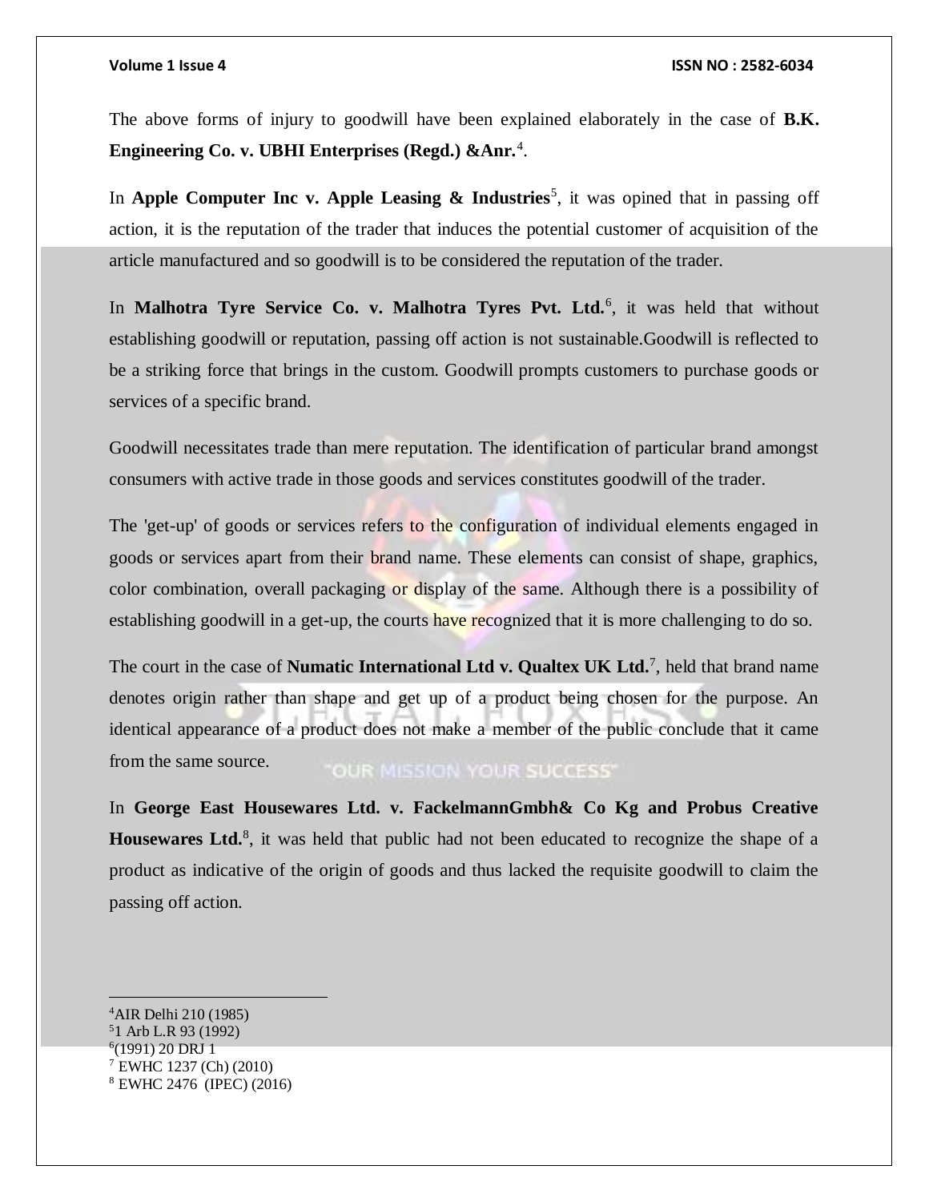The above forms of injury to goodwill have been explained elaborately in the case of **B.K. Engineering Co. v. UBHI Enterprises (Regd.) &Anr.**[4].

In **Apple Computer Inc v. Apple Leasing & Industries**[5], it was opined that in passing off action, it is the reputation of the trader that induces the potential customer of acquisition of the article manufactured and so goodwill is to be considered the reputation of the trader.

In **Malhotra Tyre Service Co. v. Malhotra Tyres Pvt. Ltd.**[6], it was held that without establishing goodwill or reputation, passing off action is not sustainable.Goodwill is reflected to be a striking force that brings in the custom. Goodwill prompts customers to purchase goods or services of a specific brand.

Goodwill necessitates trade than mere reputation. The identification of particular brand amongst consumers with active trade in those goods and services constitutes goodwill of the trader.

The 'get-up' of goods or services refers to the configuration of individual elements engaged in goods or services apart from their brand name. These elements can consist of shape, graphics, color combination, overall packaging or display of the same. Although there is a possibility of establishing goodwill in a get-up, the courts have recognized that it is more challenging to do so.

The court in the case of **Numatic International Ltd v. Qualtex UK Ltd.**[7], held that brand name denotes origin rather than shape and get up of a product being chosen for the purpose. An identical appearance of a product does not make a member of the public conclude that it came from the same source.

In **George East Housewares Ltd. v. FackelmannGmbh& Co Kg and Probus Creative Housewares Ltd.**[8], it was held that public had not been educated to recognize the shape of a product as indicative of the origin of goods and thus lacked the requisite goodwill to claim the passing off action.

---

[4] AIR Delhi 210 (1985)

[5] 1 Arb L.R 93 (1992)

[6] (1991) 20 DRJ 1

[7] EWHC 1237 (Ch) (2010)

[8] EWHC 2476 (IPEC) (2016)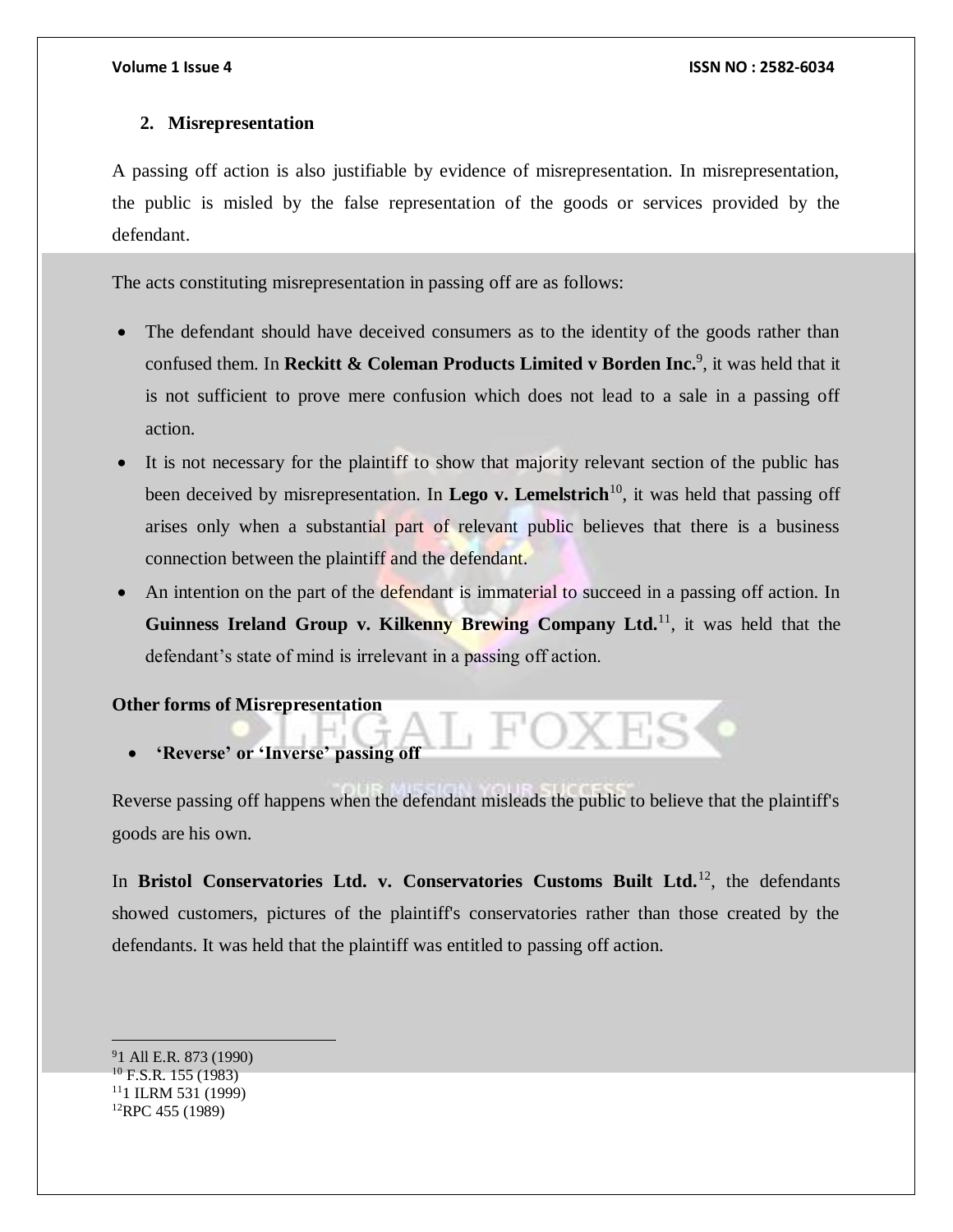## 2. Misrepresentation

A passing off action is also justifiable by evidence of misrepresentation. In misrepresentation, the public is misled by the false representation of the goods or services provided by the defendant.

The acts constituting misrepresentation in passing off are as follows:

- The defendant should have deceived consumers as to the identity of the goods rather than confused them. In **Reckitt & Coleman Products Limited v Borden Inc.**[9], it was held that it is not sufficient to prove mere confusion which does not lead to a sale in a passing off action.
- It is not necessary for the plaintiff to show that majority relevant section of the public has been deceived by misrepresentation. In **Lego v. Lemelstrich**[10], it was held that passing off arises only when a substantial part of relevant public believes that there is a business connection between the plaintiff and the defendant.
- An intention on the part of the defendant is immaterial to succeed in a passing off action. In **Guinness Ireland Group v. Kilkenny Brewing Company Ltd.**[11], it was held that the defendant's state of mind is irrelevant in a passing off action.

**Other forms of Misrepresentation**

- **'Reverse' or 'Inverse' passing off**

Reverse passing off happens when the defendant misleads the public to believe that the plaintiff's goods are his own.

In **Bristol Conservatories Ltd. v. Conservatories Customs Built Ltd.**[12], the defendants showed customers, pictures of the plaintiff's conservatories rather than those created by the defendants. It was held that the plaintiff was entitled to passing off action.

---

[9] 1 All E.R. 873 (1990)
[10] F.S.R. 155 (1983)
[11] 1 ILRM 531 (1999)
[12] RPC 455 (1989)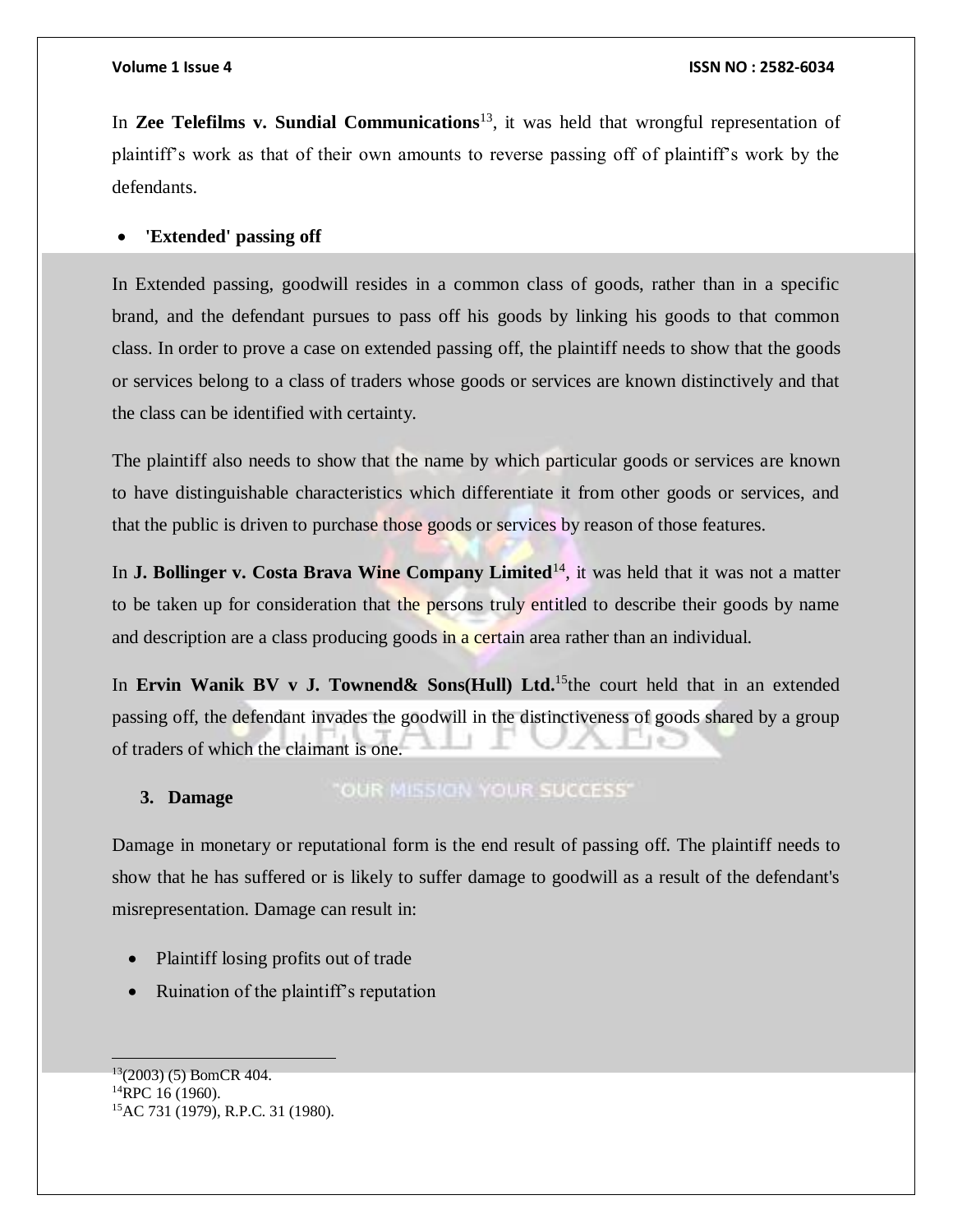In **Zee Telefilms v. Sundial Communications**[13], it was held that wrongful representation of plaintiff's work as that of their own amounts to reverse passing off of plaintiff's work by the defendants.

- **'Extended' passing off**

In Extended passing, goodwill resides in a common class of goods, rather than in a specific brand, and the defendant pursues to pass off his goods by linking his goods to that common class. In order to prove a case on extended passing off, the plaintiff needs to show that the goods or services belong to a class of traders whose goods or services are known distinctively and that the class can be identified with certainty.

The plaintiff also needs to show that the name by which particular goods or services are known to have distinguishable characteristics which differentiate it from other goods or services, and that the public is driven to purchase those goods or services by reason of those features.

In **J. Bollinger v. Costa Brava Wine Company Limited**[14], it was held that it was not a matter to be taken up for consideration that the persons truly entitled to describe their goods by name and description are a class producing goods in a certain area rather than an individual.

In **Ervin Wanik BV v J. Townend& Sons(Hull) Ltd.**[15]the court held that in an extended passing off, the defendant invades the goodwill in the distinctiveness of goods shared by a group of traders of which the claimant is one.

3. **Damage**

Damage in monetary or reputational form is the end result of passing off. The plaintiff needs to show that he has suffered or is likely to suffer damage to goodwill as a result of the defendant's misrepresentation. Damage can result in:

- Plaintiff losing profits out of trade
- Ruination of the plaintiff's reputation

---

[13](2003) (5) BomCR 404.

[14]RPC 16 (1960).

[15]AC 731 (1979), R.P.C. 31 (1980).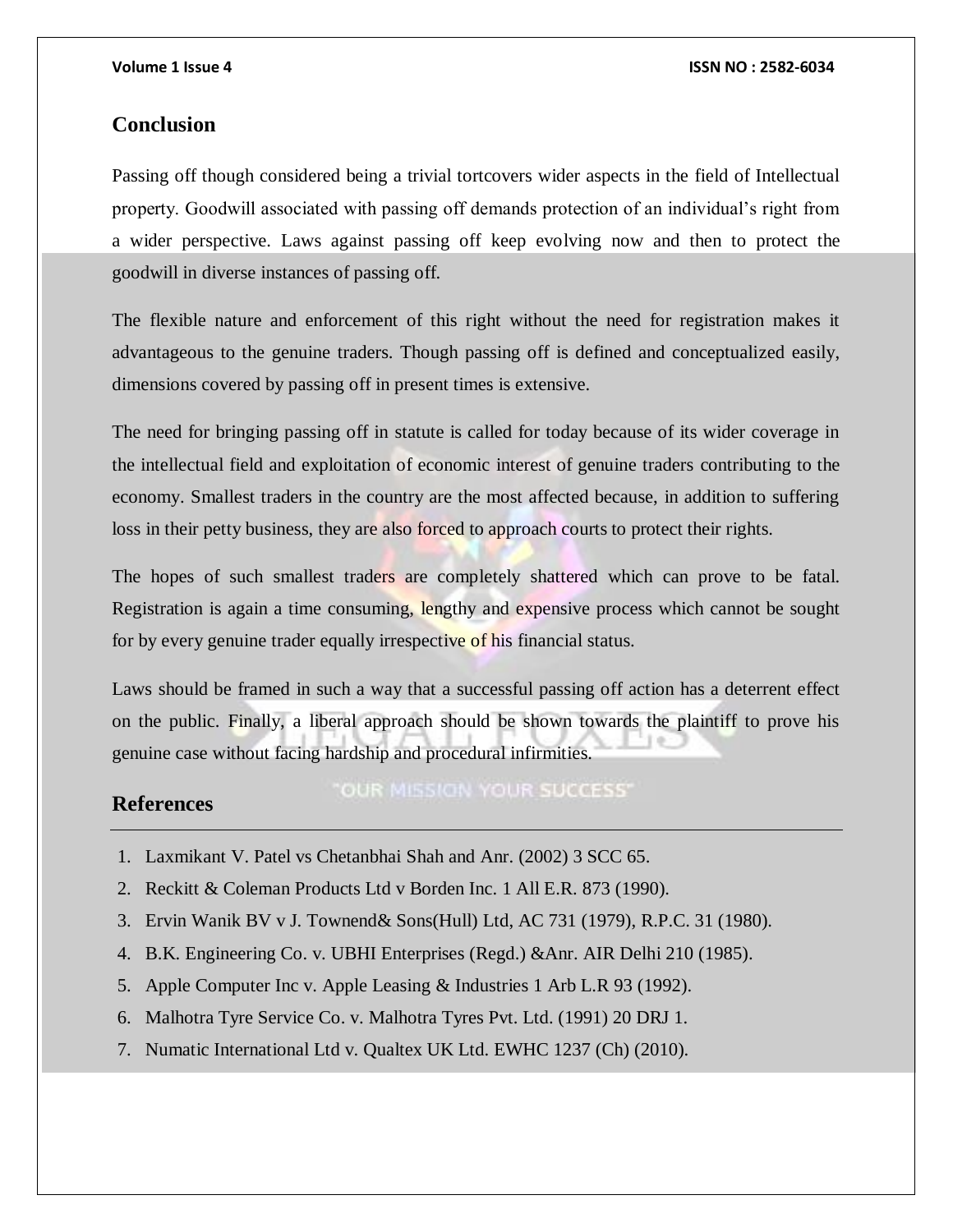## Conclusion

Passing off though considered being a trivial tortcovers wider aspects in the field of Intellectual property. Goodwill associated with passing off demands protection of an individual's right from a wider perspective. Laws against passing off keep evolving now and then to protect the goodwill in diverse instances of passing off.

The flexible nature and enforcement of this right without the need for registration makes it advantageous to the genuine traders. Though passing off is defined and conceptualized easily, dimensions covered by passing off in present times is extensive.

The need for bringing passing off in statute is called for today because of its wider coverage in the intellectual field and exploitation of economic interest of genuine traders contributing to the economy. Smallest traders in the country are the most affected because, in addition to suffering loss in their petty business, they are also forced to approach courts to protect their rights.

The hopes of such smallest traders are completely shattered which can prove to be fatal. Registration is again a time consuming, lengthy and expensive process which cannot be sought for by every genuine trader equally irrespective of his financial status.

Laws should be framed in such a way that a successful passing off action has a deterrent effect on the public. Finally, a liberal approach should be shown towards the plaintiff to prove his genuine case without facing hardship and procedural infirmities.

## References

1. Laxmikant V. Patel vs Chetanbhai Shah and Anr. (2002) 3 SCC 65.
2. Reckitt & Coleman Products Ltd v Borden Inc. 1 All E.R. 873 (1990).
3. Ervin Wanik BV v J. Townend& Sons(Hull) Ltd, AC 731 (1979), R.P.C. 31 (1980).
4. B.K. Engineering Co. v. UBHI Enterprises (Regd.) &Anr. AIR Delhi 210 (1985).
5. Apple Computer Inc v. Apple Leasing & Industries 1 Arb L.R 93 (1992).
6. Malhotra Tyre Service Co. v. Malhotra Tyres Pvt. Ltd. (1991) 20 DRJ 1.
7. Numatic International Ltd v. Qualtex UK Ltd. EWHC 1237 (Ch) (2010).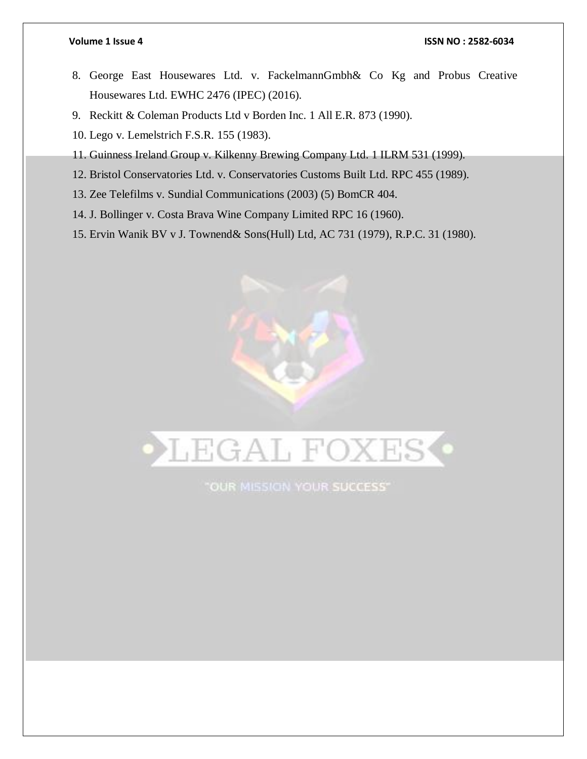8. George East Housewares Ltd. v. FackelmannGmbh& Co Kg and Probus Creative Housewares Ltd. EWHC 2476 (IPEC) (2016).
9. Reckitt & Coleman Products Ltd v Borden Inc. 1 All E.R. 873 (1990).
10. Lego v. Lemelstrich F.S.R. 155 (1983).
11. Guinness Ireland Group v. Kilkenny Brewing Company Ltd. 1 ILRM 531 (1999).
12. Bristol Conservatories Ltd. v. Conservatories Customs Built Ltd. RPC 455 (1989).
13. Zee Telefilms v. Sundial Communications (2003) (5) BomCR 404.
14. J. Bollinger v. Costa Brava Wine Company Limited RPC 16 (1960).
15. Ervin Wanik BV v J. Townend& Sons(Hull) Ltd, AC 731 (1979), R.P.C. 31 (1980).